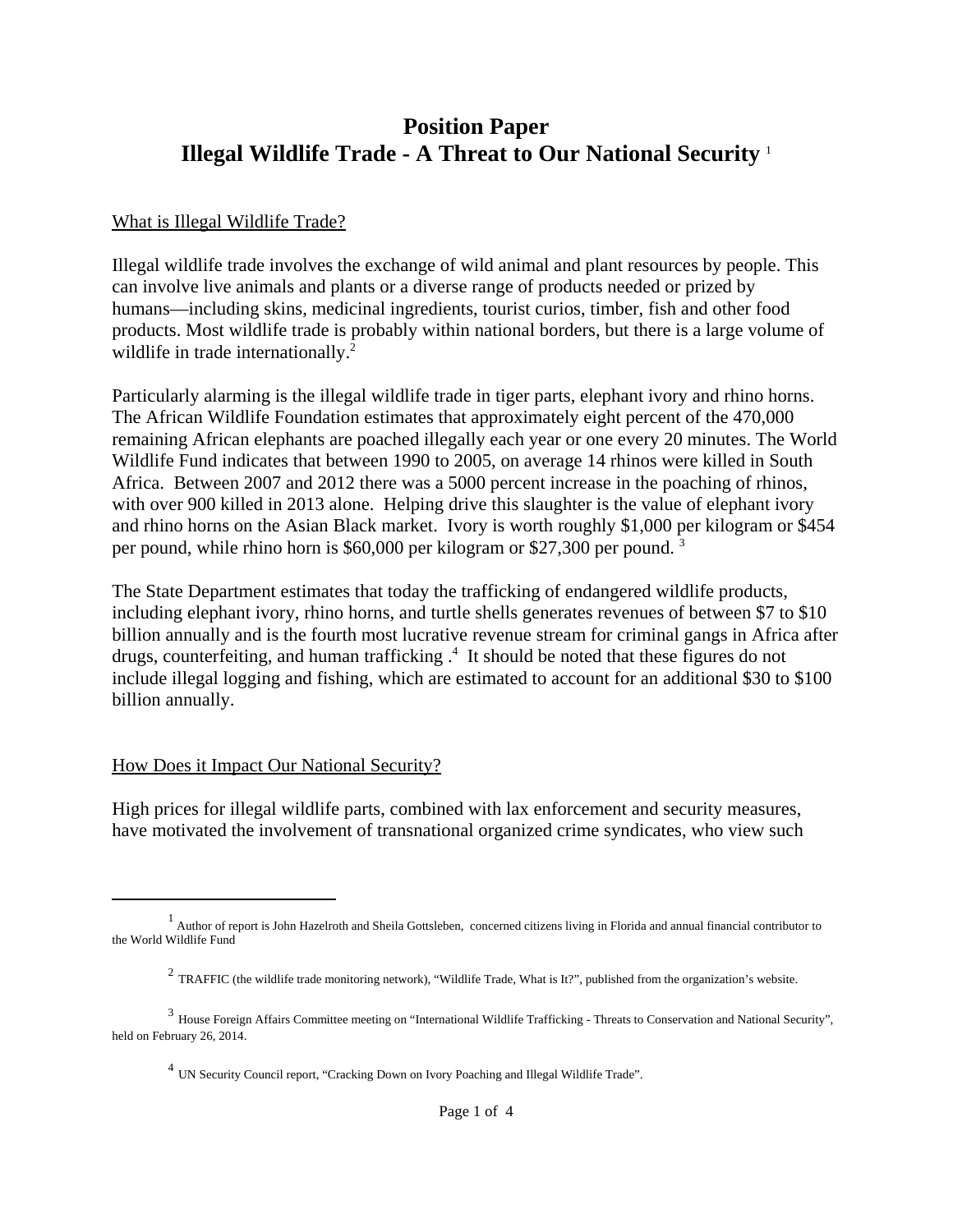# Position Paper
# Illegal Wildlife Trade - A Threat to Our National Security [1]

What is Illegal Wildlife Trade?

Illegal wildlife trade involves the exchange of wild animal and plant resources by people. This can involve live animals and plants or a diverse range of products needed or prized by humans—including skins, medicinal ingredients, tourist curios, timber, fish and other food products. Most wildlife trade is probably within national borders, but there is a large volume of wildlife in trade internationally.[2]

Particularly alarming is the illegal wildlife trade in tiger parts, elephant ivory and rhino horns. The African Wildlife Foundation estimates that approximately eight percent of the 470,000 remaining African elephants are poached illegally each year or one every 20 minutes. The World Wildlife Fund indicates that between 1990 to 2005, on average 14 rhinos were killed in South Africa. Between 2007 and 2012 there was a 5000 percent increase in the poaching of rhinos, with over 900 killed in 2013 alone. Helping drive this slaughter is the value of elephant ivory and rhino horns on the Asian Black market. Ivory is worth roughly $1,000 per kilogram or $454 per pound, while rhino horn is $60,000 per kilogram or $27,300 per pound. [3]

The State Department estimates that today the trafficking of endangered wildlife products, including elephant ivory, rhino horns, and turtle shells generates revenues of between $7 to $10 billion annually and is the fourth most lucrative revenue stream for criminal gangs in Africa after drugs, counterfeiting, and human trafficking .[4] It should be noted that these figures do not include illegal logging and fishing, which are estimated to account for an additional $30 to $100 billion annually.

How Does it Impact Our National Security?

High prices for illegal wildlife parts, combined with lax enforcement and security measures, have motivated the involvement of transnational organized crime syndicates, who view such

---

[1] Author of report is John Hazelroth and Sheila Gottsleben, concerned citizens living in Florida and annual financial contributor to the World Wildlife Fund

[2] TRAFFIC (the wildlife trade monitoring network), "Wildlife Trade, What is It?", published from the organization's website.

[3] House Foreign Affairs Committee meeting on "International Wildlife Trafficking - Threats to Conservation and National Security", held on February 26, 2014.

[4] UN Security Council report, "Cracking Down on Ivory Poaching and Illegal Wildlife Trade".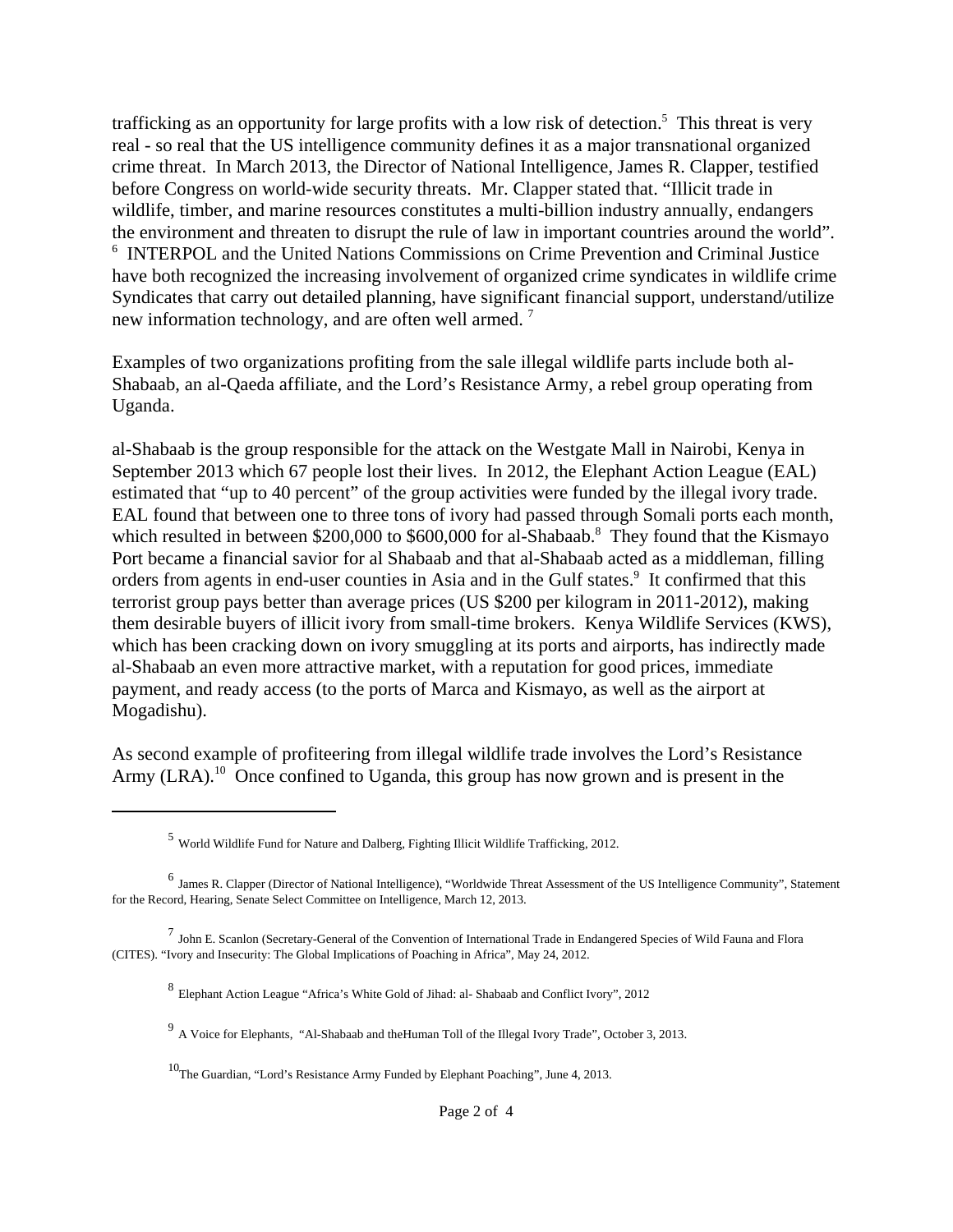trafficking as an opportunity for large profits with a low risk of detection.[5] This threat is very real - so real that the US intelligence community defines it as a major transnational organized crime threat. In March 2013, the Director of National Intelligence, James R. Clapper, testified before Congress on world-wide security threats. Mr. Clapper stated that. "Illicit trade in wildlife, timber, and marine resources constitutes a multi-billion industry annually, endangers the environment and threaten to disrupt the rule of law in important countries around the world". [6] INTERPOL and the United Nations Commissions on Crime Prevention and Criminal Justice have both recognized the increasing involvement of organized crime syndicates in wildlife crime Syndicates that carry out detailed planning, have significant financial support, understand/utilize new information technology, and are often well armed. [7]

Examples of two organizations profiting from the sale illegal wildlife parts include both al-Shabaab, an al-Qaeda affiliate, and the Lord's Resistance Army, a rebel group operating from Uganda.

al-Shabaab is the group responsible for the attack on the Westgate Mall in Nairobi, Kenya in September 2013 which 67 people lost their lives. In 2012, the Elephant Action League (EAL) estimated that "up to 40 percent" of the group activities were funded by the illegal ivory trade. EAL found that between one to three tons of ivory had passed through Somali ports each month, which resulted in between $200,000 to $600,000 for al-Shabaab.[8] They found that the Kismayo Port became a financial savior for al Shabaab and that al-Shabaab acted as a middleman, filling orders from agents in end-user counties in Asia and in the Gulf states.[9] It confirmed that this terrorist group pays better than average prices (US $200 per kilogram in 2011-2012), making them desirable buyers of illicit ivory from small-time brokers. Kenya Wildlife Services (KWS), which has been cracking down on ivory smuggling at its ports and airports, has indirectly made al-Shabaab an even more attractive market, with a reputation for good prices, immediate payment, and ready access (to the ports of Marca and Kismayo, as well as the airport at Mogadishu).

As second example of profiteering from illegal wildlife trade involves the Lord's Resistance Army (LRA).[10] Once confined to Uganda, this group has now grown and is present in the

---

[5] World Wildlife Fund for Nature and Dalberg, Fighting Illicit Wildlife Trafficking, 2012.

[6] James R. Clapper (Director of National Intelligence), "Worldwide Threat Assessment of the US Intelligence Community", Statement for the Record, Hearing, Senate Select Committee on Intelligence, March 12, 2013.

[7] John E. Scanlon (Secretary-General of the Convention of International Trade in Endangered Species of Wild Fauna and Flora (CITES). "Ivory and Insecurity: The Global Implications of Poaching in Africa", May 24, 2012.

[8] Elephant Action League "Africa's White Gold of Jihad: al- Shabaab and Conflict Ivory", 2012

[9] A Voice for Elephants, "Al-Shabaab and theHuman Toll of the Illegal Ivory Trade", October 3, 2013.

[10] The Guardian, "Lord's Resistance Army Funded by Elephant Poaching", June 4, 2013.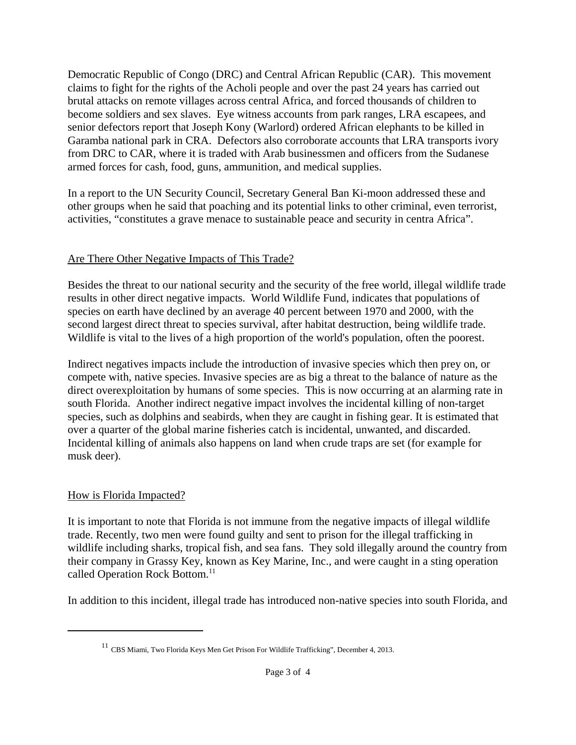Democratic Republic of Congo (DRC) and Central African Republic (CAR). This movement claims to fight for the rights of the Acholi people and over the past 24 years has carried out brutal attacks on remote villages across central Africa, and forced thousands of children to become soldiers and sex slaves. Eye witness accounts from park ranges, LRA escapees, and senior defectors report that Joseph Kony (Warlord) ordered African elephants to be killed in Garamba national park in CRA. Defectors also corroborate accounts that LRA transports ivory from DRC to CAR, where it is traded with Arab businessmen and officers from the Sudanese armed forces for cash, food, guns, ammunition, and medical supplies.

In a report to the UN Security Council, Secretary General Ban Ki-moon addressed these and other groups when he said that poaching and its potential links to other criminal, even terrorist, activities, "constitutes a grave menace to sustainable peace and security in centra Africa".

## Are There Other Negative Impacts of This Trade?

Besides the threat to our national security and the security of the free world, illegal wildlife trade results in other direct negative impacts. World Wildlife Fund, indicates that populations of species on earth have declined by an average 40 percent between 1970 and 2000, with the second largest direct threat to species survival, after habitat destruction, being wildlife trade. Wildlife is vital to the lives of a high proportion of the world's population, often the poorest.

Indirect negatives impacts include the introduction of invasive species which then prey on, or compete with, native species. Invasive species are as big a threat to the balance of nature as the direct overexploitation by humans of some species. This is now occurring at an alarming rate in south Florida. Another indirect negative impact involves the incidental killing of non-target species, such as dolphins and seabirds, when they are caught in fishing gear. It is estimated that over a quarter of the global marine fisheries catch is incidental, unwanted, and discarded. Incidental killing of animals also happens on land when crude traps are set (for example for musk deer).

## How is Florida Impacted?

It is important to note that Florida is not immune from the negative impacts of illegal wildlife trade. Recently, two men were found guilty and sent to prison for the illegal trafficking in wildlife including sharks, tropical fish, and sea fans. They sold illegally around the country from their company in Grassy Key, known as Key Marine, Inc., and were caught in a sting operation called Operation Rock Bottom.[11]

In addition to this incident, illegal trade has introduced non-native species into south Florida, and

---

[11] CBS Miami, Two Florida Keys Men Get Prison For Wildlife Trafficking", December 4, 2013.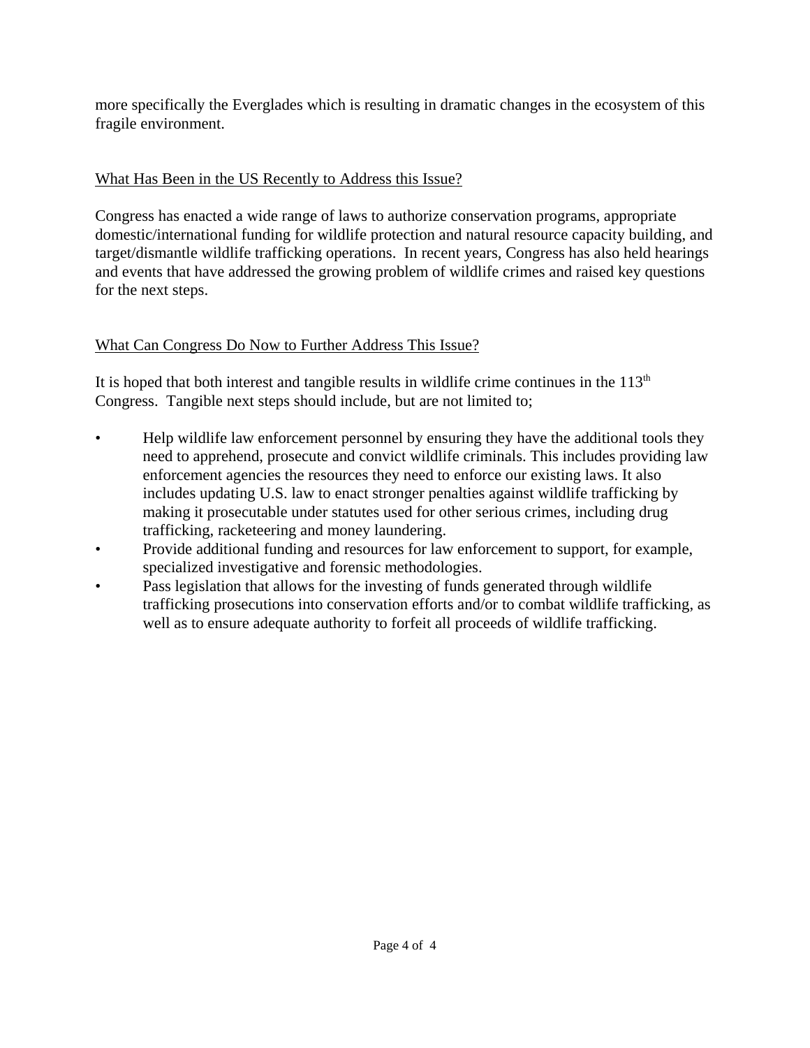more specifically the Everglades which is resulting in dramatic changes in the ecosystem of this fragile environment.

## What Has Been in the US Recently to Address this Issue?

Congress has enacted a wide range of laws to authorize conservation programs, appropriate domestic/international funding for wildlife protection and natural resource capacity building, and target/dismantle wildlife trafficking operations. In recent years, Congress has also held hearings and events that have addressed the growing problem of wildlife crimes and raised key questions for the next steps.

## What Can Congress Do Now to Further Address This Issue?

It is hoped that both interest and tangible results in wildlife crime continues in the 113th Congress. Tangible next steps should include, but are not limited to;

- Help wildlife law enforcement personnel by ensuring they have the additional tools they need to apprehend, prosecute and convict wildlife criminals. This includes providing law enforcement agencies the resources they need to enforce our existing laws. It also includes updating U.S. law to enact stronger penalties against wildlife trafficking by making it prosecutable under statutes used for other serious crimes, including drug trafficking, racketeering and money laundering.
- Provide additional funding and resources for law enforcement to support, for example, specialized investigative and forensic methodologies.
- Pass legislation that allows for the investing of funds generated through wildlife trafficking prosecutions into conservation efforts and/or to combat wildlife trafficking, as well as to ensure adequate authority to forfeit all proceeds of wildlife trafficking.